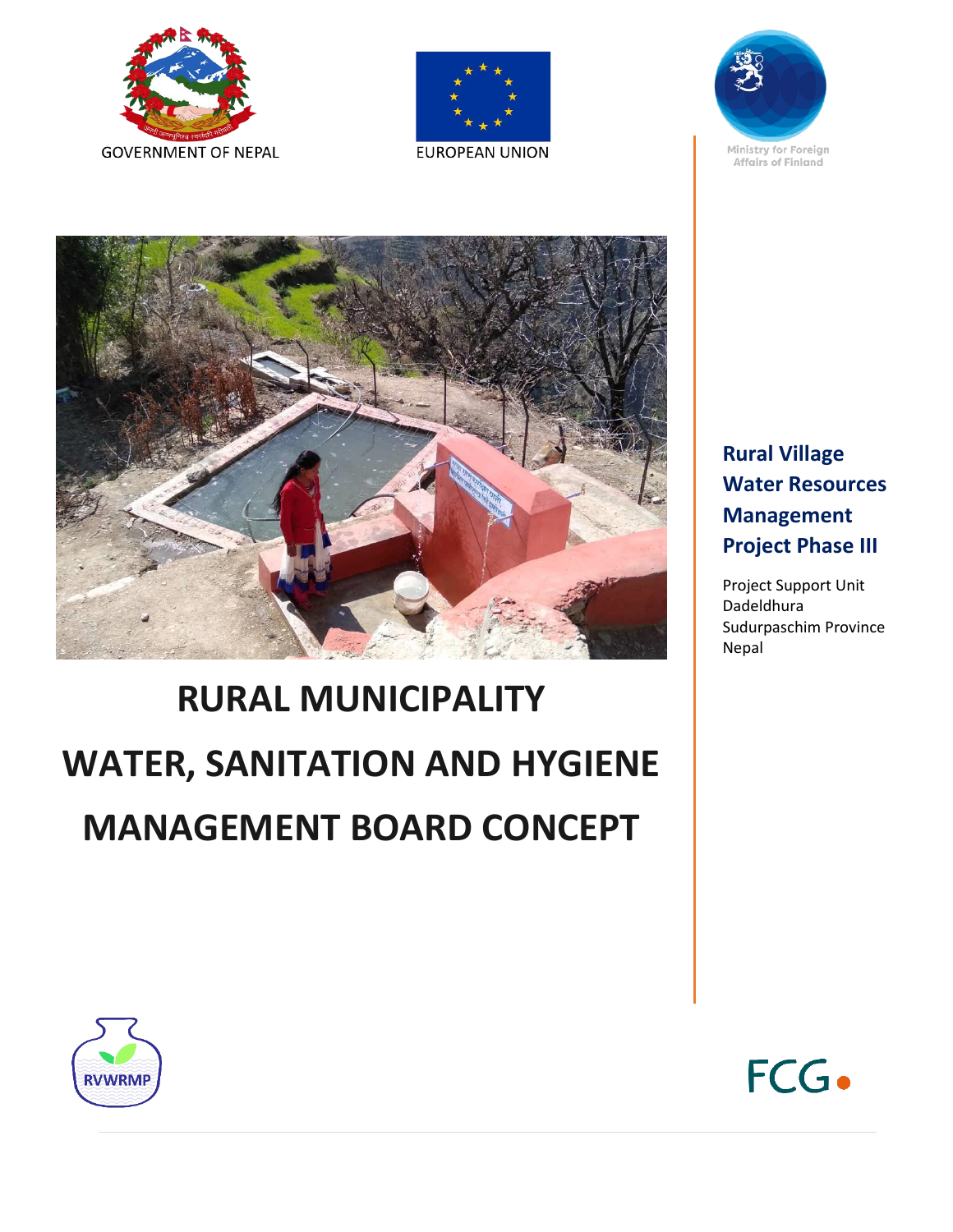GOVERNMENT OF NEPAL

EUROPEAN UNION

Ministry for Foreign Affairs of Finland

**Rural Village Water Resources Management Project Phase III**

Project Support Unit
Dadeldhura
Sudurpaschim Province
Nepal

# RURAL MUNICIPALITY WATER, SANITATION AND HYGIENE MANAGEMENT BOARD CONCEPT

RVWRMP

FCG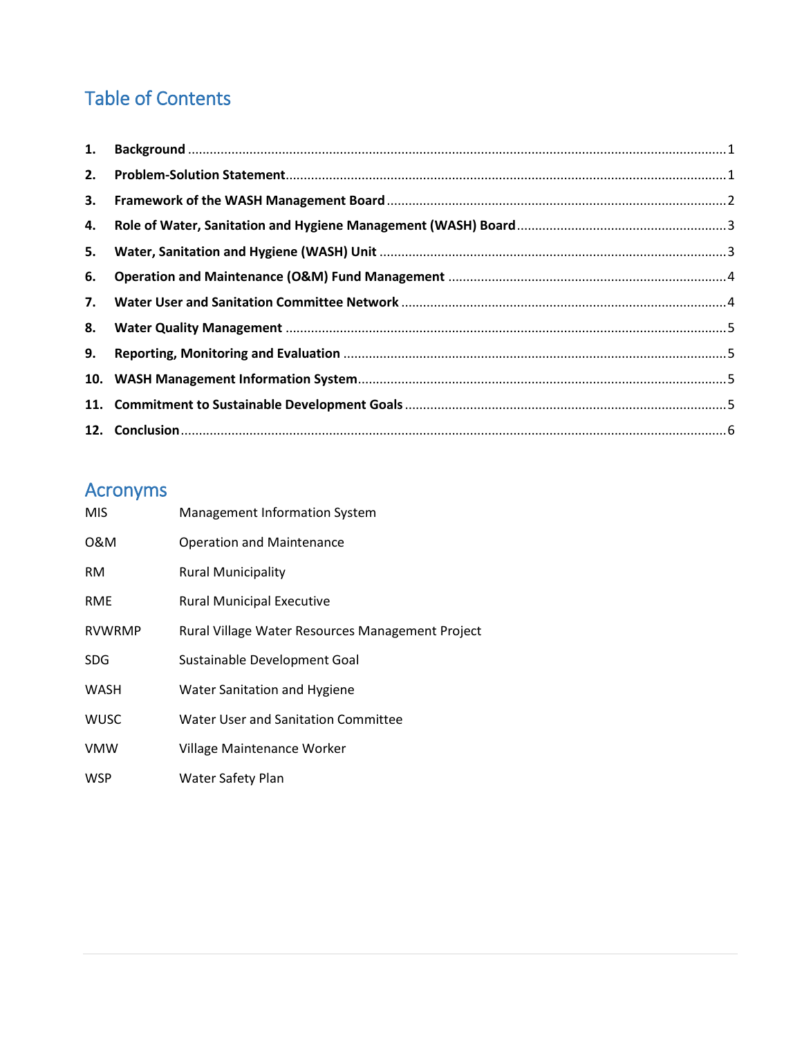# Table of Contents

1. **Background** ........................................................................................................................................1
2. **Problem-Solution Statement**.................................................................................................................1
3. **Framework of the WASH Management Board** ..........................................................................................2
4. **Role of Water, Sanitation and Hygiene Management (WASH) Board** .......................................................3
5. **Water, Sanitation and Hygiene (WASH) Unit** ............................................................................................3
6. **Operation and Maintenance (O&M) Fund Management** ..........................................................................4
7. **Water User and Sanitation Committee Network** ......................................................................................4
8. **Water Quality Management** ....................................................................................................................5
9. **Reporting, Monitoring and Evaluation** .....................................................................................................5
10. **WASH Management Information System**..................................................................................................5
11. **Commitment to Sustainable Development Goals** ......................................................................................5
12. **Conclusion** ............................................................................................................................................6

# Acronyms

| | |
|---|---|
| MIS | Management Information System |
| O&M | Operation and Maintenance |
| RM | Rural Municipality |
| RME | Rural Municipal Executive |
| RVWRMP | Rural Village Water Resources Management Project |
| SDG | Sustainable Development Goal |
| WASH | Water Sanitation and Hygiene |
| WUSC | Water User and Sanitation Committee |
| VMW | Village Maintenance Worker |
| WSP | Water Safety Plan |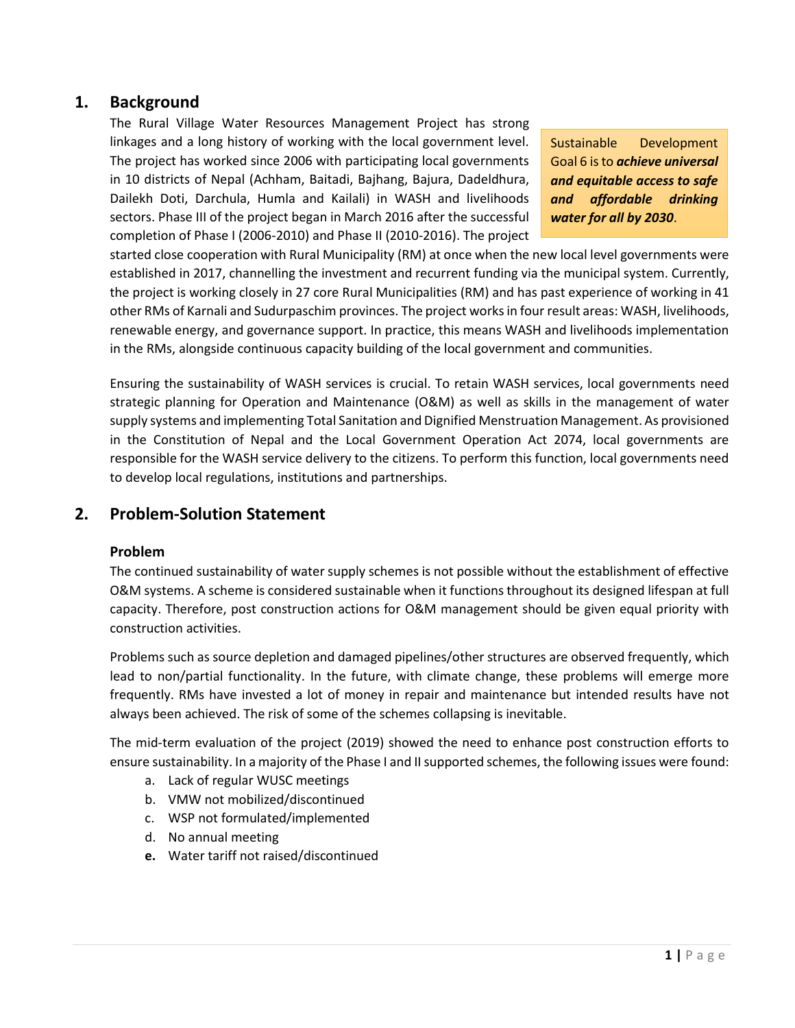## 1. Background

The Rural Village Water Resources Management Project has strong linkages and a long history of working with the local government level. The project has worked since 2006 with participating local governments in 10 districts of Nepal (Achham, Baitadi, Bajhang, Bajura, Dadeldhura, Dailekh Doti, Darchula, Humla and Kailali) in WASH and livelihoods sectors. Phase III of the project began in March 2016 after the successful completion of Phase I (2006-2010) and Phase II (2010-2016). The project started close cooperation with Rural Municipality (RM) at once when the new local level governments were established in 2017, channelling the investment and recurrent funding via the municipal system. Currently, the project is working closely in 27 core Rural Municipalities (RM) and has past experience of working in 41 other RMs of Karnali and Sudurpaschim provinces. The project works in four result areas: WASH, livelihoods, renewable energy, and governance support. In practice, this means WASH and livelihoods implementation in the RMs, alongside continuous capacity building of the local government and communities.

> Sustainable Development Goal 6 is to ***achieve universal and equitable access to safe and affordable drinking water for all by 2030***.

Ensuring the sustainability of WASH services is crucial. To retain WASH services, local governments need strategic planning for Operation and Maintenance (O&M) as well as skills in the management of water supply systems and implementing Total Sanitation and Dignified Menstruation Management. As provisioned in the Constitution of Nepal and the Local Government Operation Act 2074, local governments are responsible for the WASH service delivery to the citizens. To perform this function, local governments need to develop local regulations, institutions and partnerships.

## 2. Problem-Solution Statement

### Problem

The continued sustainability of water supply schemes is not possible without the establishment of effective O&M systems. A scheme is considered sustainable when it functions throughout its designed lifespan at full capacity. Therefore, post construction actions for O&M management should be given equal priority with construction activities.

Problems such as source depletion and damaged pipelines/other structures are observed frequently, which lead to non/partial functionality. In the future, with climate change, these problems will emerge more frequently. RMs have invested a lot of money in repair and maintenance but intended results have not always been achieved. The risk of some of the schemes collapsing is inevitable.

The mid-term evaluation of the project (2019) showed the need to enhance post construction efforts to ensure sustainability. In a majority of the Phase I and II supported schemes, the following issues were found:

a. Lack of regular WUSC meetings
b. VMW not mobilized/discontinued
c. WSP not formulated/implemented
d. No annual meeting
e. Water tariff not raised/discontinued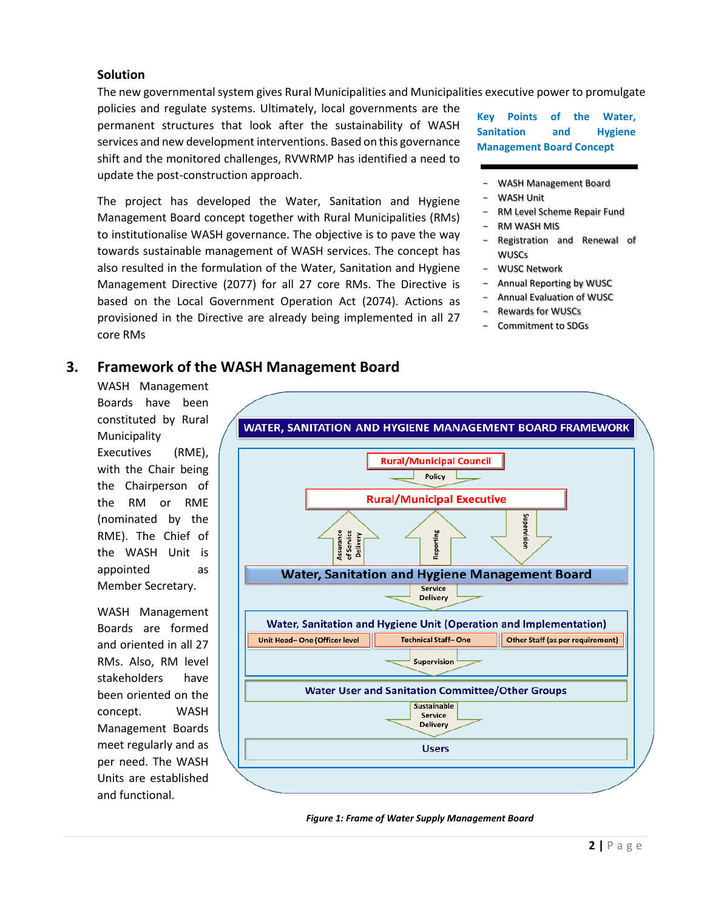### Solution

The new governmental system gives Rural Municipalities and Municipalities executive power to promulgate policies and regulate systems. Ultimately, local governments are the permanent structures that look after the sustainability of WASH services and new development interventions. Based on this governance shift and the monitored challenges, RVWRMP has identified a need to update the post-construction approach.

The project has developed the Water, Sanitation and Hygiene Management Board concept together with Rural Municipalities (RMs) to institutionalise WASH governance. The objective is to pave the way towards sustainable management of WASH services. The concept has also resulted in the formulation of the Water, Sanitation and Hygiene Management Directive (2077) for all 27 core RMs. The Directive is based on the Local Government Operation Act (2074). Actions as provisioned in the Directive are already being implemented in all 27 core RMs

**Key Points of the Water, Sanitation and Hygiene Management Board Concept**

- WASH Management Board
- WASH Unit
- RM Level Scheme Repair Fund
- RM WASH MIS
- Registration and Renewal of WUSCs
- WUSC Network
- Annual Reporting by WUSC
- Annual Evaluation of WUSC
- Rewards for WUSCs
- Commitment to SDGs

## 3. Framework of the WASH Management Board

WASH Management Boards have been constituted by Rural Municipality Executives (RME), with the Chair being the Chairperson of the RM or RME (nominated by the RME). The Chief of the WASH Unit is appointed as Member Secretary.

WASH Management Boards are formed and oriented in all 27 RMs. Also, RM level stakeholders have been oriented on the concept. WASH Management Boards meet regularly and as per need. The WASH Units are established and functional.

WATER, SANITATION AND HYGIENE MANAGEMENT BOARD FRAMEWORK

- Rural/Municipal Council
  - ↓ Policy
- Rural/Municipal Executive
  - ↑ Assurance of Service Delivery (from Board to Executive)
  - ↑ Reporting (from Board to Executive)
  - ↓ Supervision (from Executive to Board)
- Water, Sanitation and Hygiene Management Board
  - ↓ Service Delivery
- Water, Sanitation and Hygiene Unit (Operation and Implementation)
  - Unit Head– One (Officer level
  - Technical Staff– One
  - Other Staff (as per requirement)
  - ↓ Supervision
- Water User and Sanitation Committee/Other Groups
  - ↓ Sustainable Service Delivery
- Users

*Figure 1: Frame of Water Supply Management Board*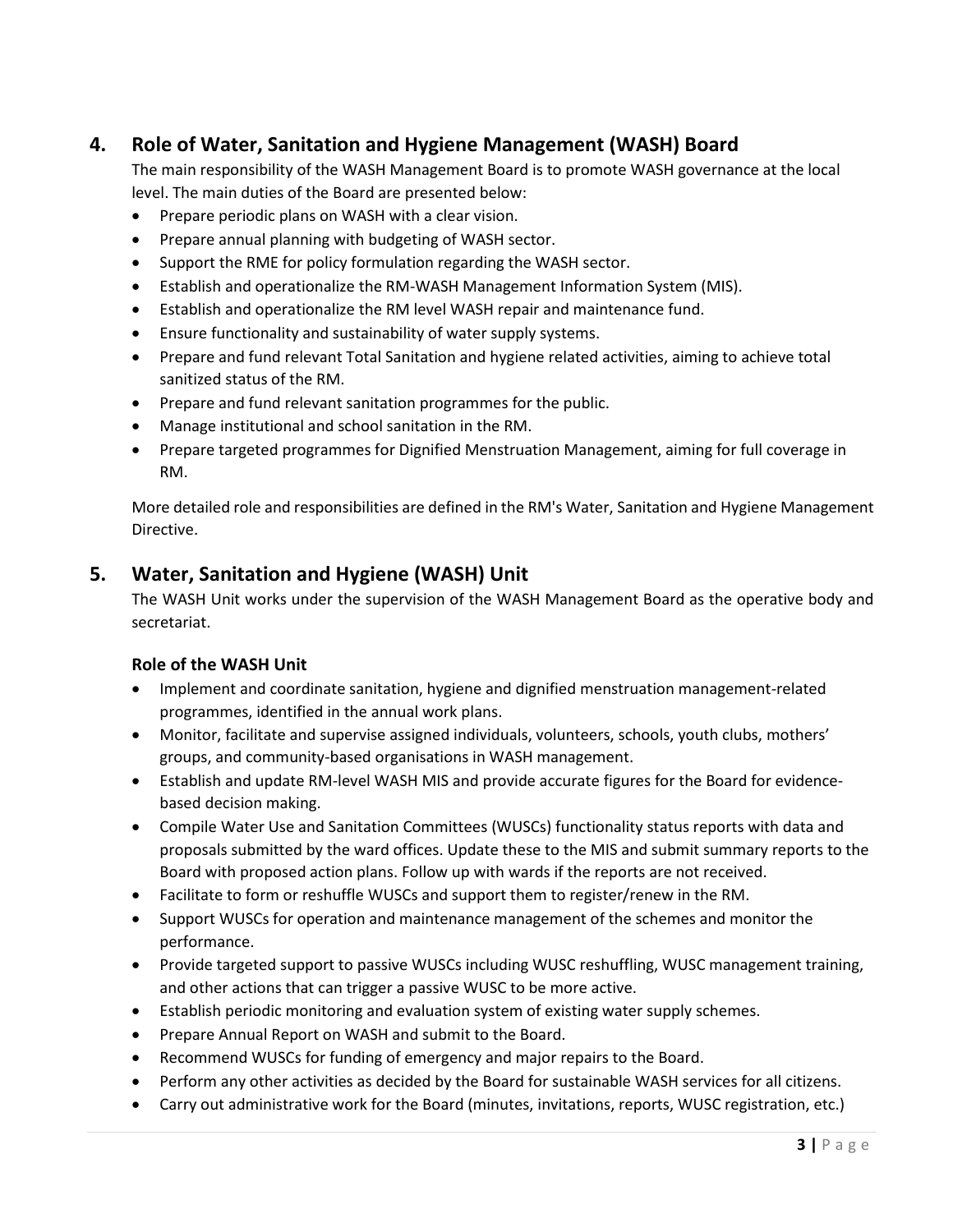## 4. Role of Water, Sanitation and Hygiene Management (WASH) Board

The main responsibility of the WASH Management Board is to promote WASH governance at the local level. The main duties of the Board are presented below:

- Prepare periodic plans on WASH with a clear vision.
- Prepare annual planning with budgeting of WASH sector.
- Support the RME for policy formulation regarding the WASH sector.
- Establish and operationalize the RM-WASH Management Information System (MIS).
- Establish and operationalize the RM level WASH repair and maintenance fund.
- Ensure functionality and sustainability of water supply systems.
- Prepare and fund relevant Total Sanitation and hygiene related activities, aiming to achieve total sanitized status of the RM.
- Prepare and fund relevant sanitation programmes for the public.
- Manage institutional and school sanitation in the RM.
- Prepare targeted programmes for Dignified Menstruation Management, aiming for full coverage in RM.

More detailed role and responsibilities are defined in the RM's Water, Sanitation and Hygiene Management Directive.

## 5. Water, Sanitation and Hygiene (WASH) Unit

The WASH Unit works under the supervision of the WASH Management Board as the operative body and secretariat.

### Role of the WASH Unit

- Implement and coordinate sanitation, hygiene and dignified menstruation management-related programmes, identified in the annual work plans.
- Monitor, facilitate and supervise assigned individuals, volunteers, schools, youth clubs, mothers' groups, and community-based organisations in WASH management.
- Establish and update RM-level WASH MIS and provide accurate figures for the Board for evidence-based decision making.
- Compile Water Use and Sanitation Committees (WUSCs) functionality status reports with data and proposals submitted by the ward offices. Update these to the MIS and submit summary reports to the Board with proposed action plans. Follow up with wards if the reports are not received.
- Facilitate to form or reshuffle WUSCs and support them to register/renew in the RM.
- Support WUSCs for operation and maintenance management of the schemes and monitor the performance.
- Provide targeted support to passive WUSCs including WUSC reshuffling, WUSC management training, and other actions that can trigger a passive WUSC to be more active.
- Establish periodic monitoring and evaluation system of existing water supply schemes.
- Prepare Annual Report on WASH and submit to the Board.
- Recommend WUSCs for funding of emergency and major repairs to the Board.
- Perform any other activities as decided by the Board for sustainable WASH services for all citizens.
- Carry out administrative work for the Board (minutes, invitations, reports, WUSC registration, etc.)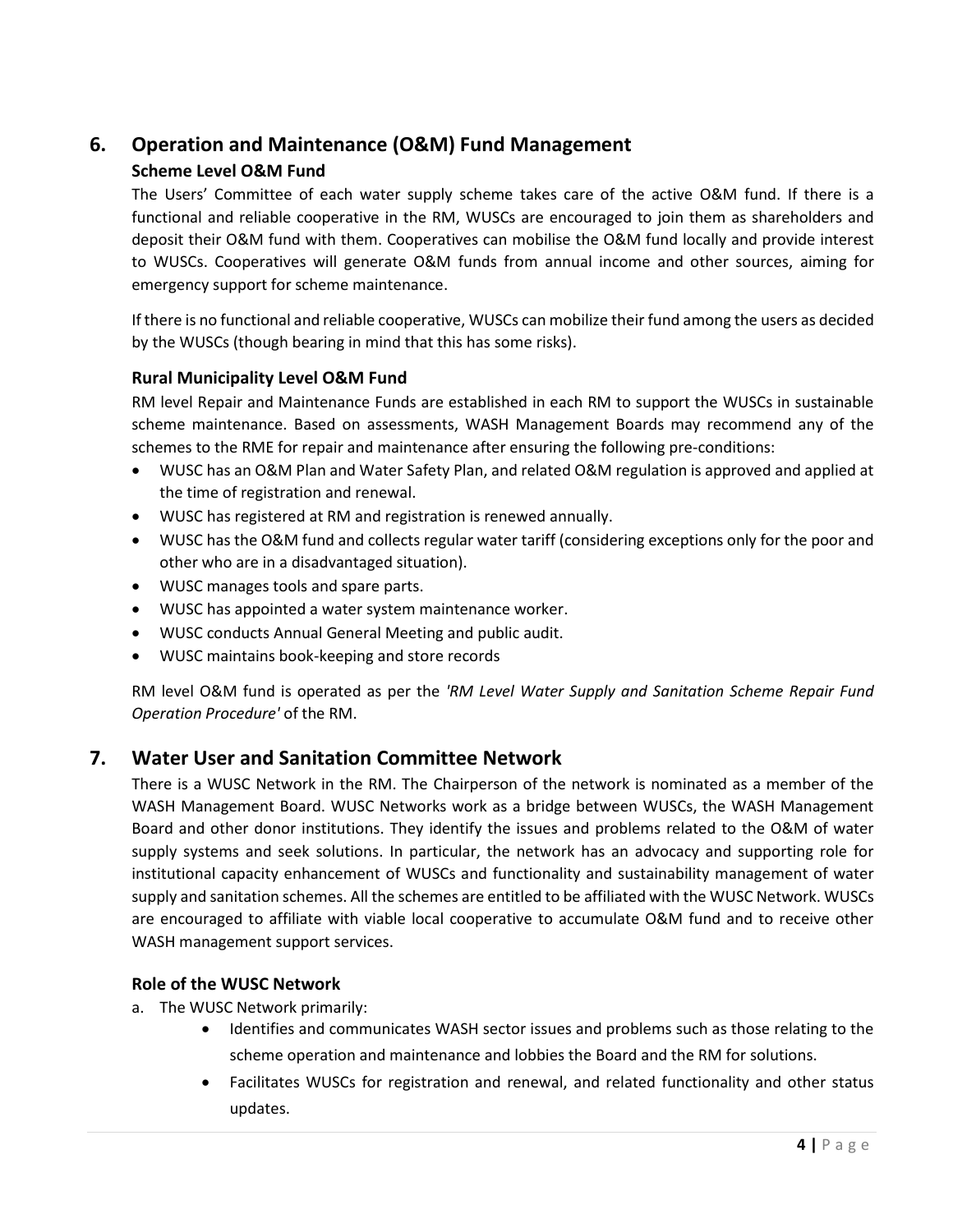## 6. Operation and Maintenance (O&M) Fund Management

### Scheme Level O&M Fund

The Users' Committee of each water supply scheme takes care of the active O&M fund. If there is a functional and reliable cooperative in the RM, WUSCs are encouraged to join them as shareholders and deposit their O&M fund with them. Cooperatives can mobilise the O&M fund locally and provide interest to WUSCs. Cooperatives will generate O&M funds from annual income and other sources, aiming for emergency support for scheme maintenance.

If there is no functional and reliable cooperative, WUSCs can mobilize their fund among the users as decided by the WUSCs (though bearing in mind that this has some risks).

### Rural Municipality Level O&M Fund

RM level Repair and Maintenance Funds are established in each RM to support the WUSCs in sustainable scheme maintenance. Based on assessments, WASH Management Boards may recommend any of the schemes to the RME for repair and maintenance after ensuring the following pre-conditions:

- WUSC has an O&M Plan and Water Safety Plan, and related O&M regulation is approved and applied at the time of registration and renewal.
- WUSC has registered at RM and registration is renewed annually.
- WUSC has the O&M fund and collects regular water tariff (considering exceptions only for the poor and other who are in a disadvantaged situation).
- WUSC manages tools and spare parts.
- WUSC has appointed a water system maintenance worker.
- WUSC conducts Annual General Meeting and public audit.
- WUSC maintains book-keeping and store records

RM level O&M fund is operated as per the *'RM Level Water Supply and Sanitation Scheme Repair Fund Operation Procedure'* of the RM.

## 7. Water User and Sanitation Committee Network

There is a WUSC Network in the RM. The Chairperson of the network is nominated as a member of the WASH Management Board. WUSC Networks work as a bridge between WUSCs, the WASH Management Board and other donor institutions. They identify the issues and problems related to the O&M of water supply systems and seek solutions. In particular, the network has an advocacy and supporting role for institutional capacity enhancement of WUSCs and functionality and sustainability management of water supply and sanitation schemes. All the schemes are entitled to be affiliated with the WUSC Network. WUSCs are encouraged to affiliate with viable local cooperative to accumulate O&M fund and to receive other WASH management support services.

### Role of the WUSC Network

a. The WUSC Network primarily:
   - Identifies and communicates WASH sector issues and problems such as those relating to the scheme operation and maintenance and lobbies the Board and the RM for solutions.
   - Facilitates WUSCs for registration and renewal, and related functionality and other status updates.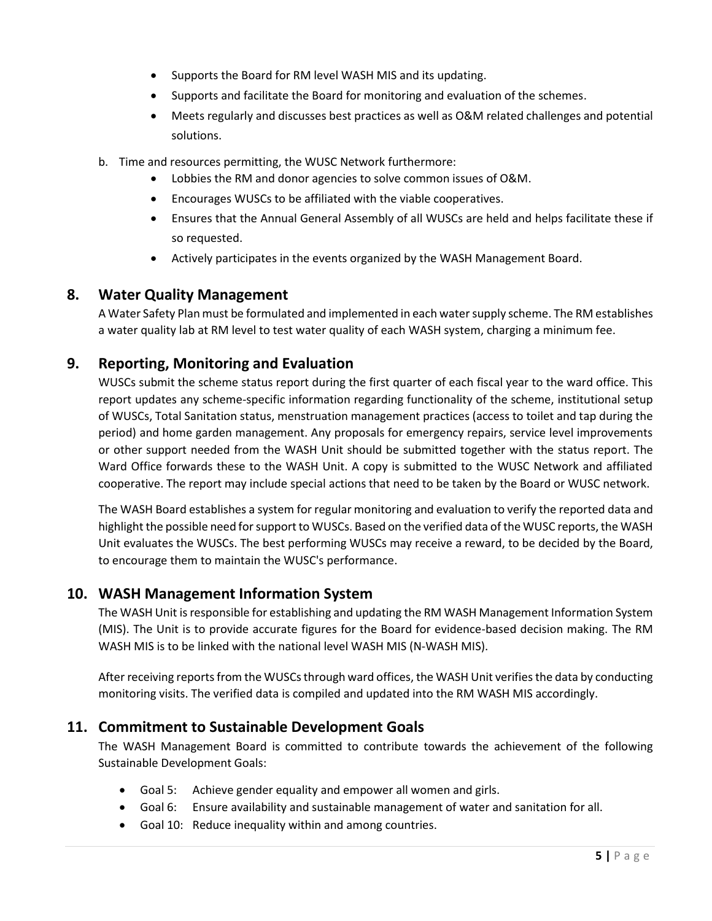- Supports the Board for RM level WASH MIS and its updating.
- Supports and facilitate the Board for monitoring and evaluation of the schemes.
- Meets regularly and discusses best practices as well as O&M related challenges and potential solutions.

b. Time and resources permitting, the WUSC Network furthermore:

- Lobbies the RM and donor agencies to solve common issues of O&M.
- Encourages WUSCs to be affiliated with the viable cooperatives.
- Ensures that the Annual General Assembly of all WUSCs are held and helps facilitate these if so requested.
- Actively participates in the events organized by the WASH Management Board.

## 8. Water Quality Management

A Water Safety Plan must be formulated and implemented in each water supply scheme. The RM establishes a water quality lab at RM level to test water quality of each WASH system, charging a minimum fee.

## 9. Reporting, Monitoring and Evaluation

WUSCs submit the scheme status report during the first quarter of each fiscal year to the ward office. This report updates any scheme-specific information regarding functionality of the scheme, institutional setup of WUSCs, Total Sanitation status, menstruation management practices (access to toilet and tap during the period) and home garden management. Any proposals for emergency repairs, service level improvements or other support needed from the WASH Unit should be submitted together with the status report. The Ward Office forwards these to the WASH Unit. A copy is submitted to the WUSC Network and affiliated cooperative. The report may include special actions that need to be taken by the Board or WUSC network.

The WASH Board establishes a system for regular monitoring and evaluation to verify the reported data and highlight the possible need for support to WUSCs. Based on the verified data of the WUSC reports, the WASH Unit evaluates the WUSCs. The best performing WUSCs may receive a reward, to be decided by the Board, to encourage them to maintain the WUSC's performance.

## 10. WASH Management Information System

The WASH Unit is responsible for establishing and updating the RM WASH Management Information System (MIS). The Unit is to provide accurate figures for the Board for evidence-based decision making. The RM WASH MIS is to be linked with the national level WASH MIS (N-WASH MIS).

After receiving reports from the WUSCs through ward offices, the WASH Unit verifies the data by conducting monitoring visits. The verified data is compiled and updated into the RM WASH MIS accordingly.

## 11. Commitment to Sustainable Development Goals

The WASH Management Board is committed to contribute towards the achievement of the following Sustainable Development Goals:

- Goal 5: Achieve gender equality and empower all women and girls.
- Goal 6: Ensure availability and sustainable management of water and sanitation for all.
- Goal 10: Reduce inequality within and among countries.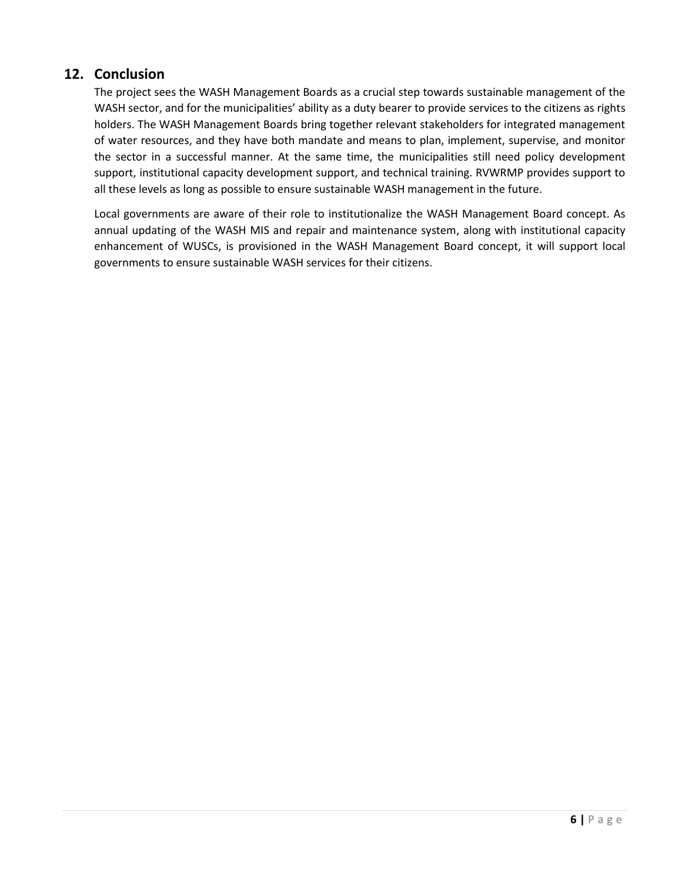## 12. Conclusion

The project sees the WASH Management Boards as a crucial step towards sustainable management of the WASH sector, and for the municipalities' ability as a duty bearer to provide services to the citizens as rights holders. The WASH Management Boards bring together relevant stakeholders for integrated management of water resources, and they have both mandate and means to plan, implement, supervise, and monitor the sector in a successful manner. At the same time, the municipalities still need policy development support, institutional capacity development support, and technical training. RVWRMP provides support to all these levels as long as possible to ensure sustainable WASH management in the future.

Local governments are aware of their role to institutionalize the WASH Management Board concept. As annual updating of the WASH MIS and repair and maintenance system, along with institutional capacity enhancement of WUSCs, is provisioned in the WASH Management Board concept, it will support local governments to ensure sustainable WASH services for their citizens.